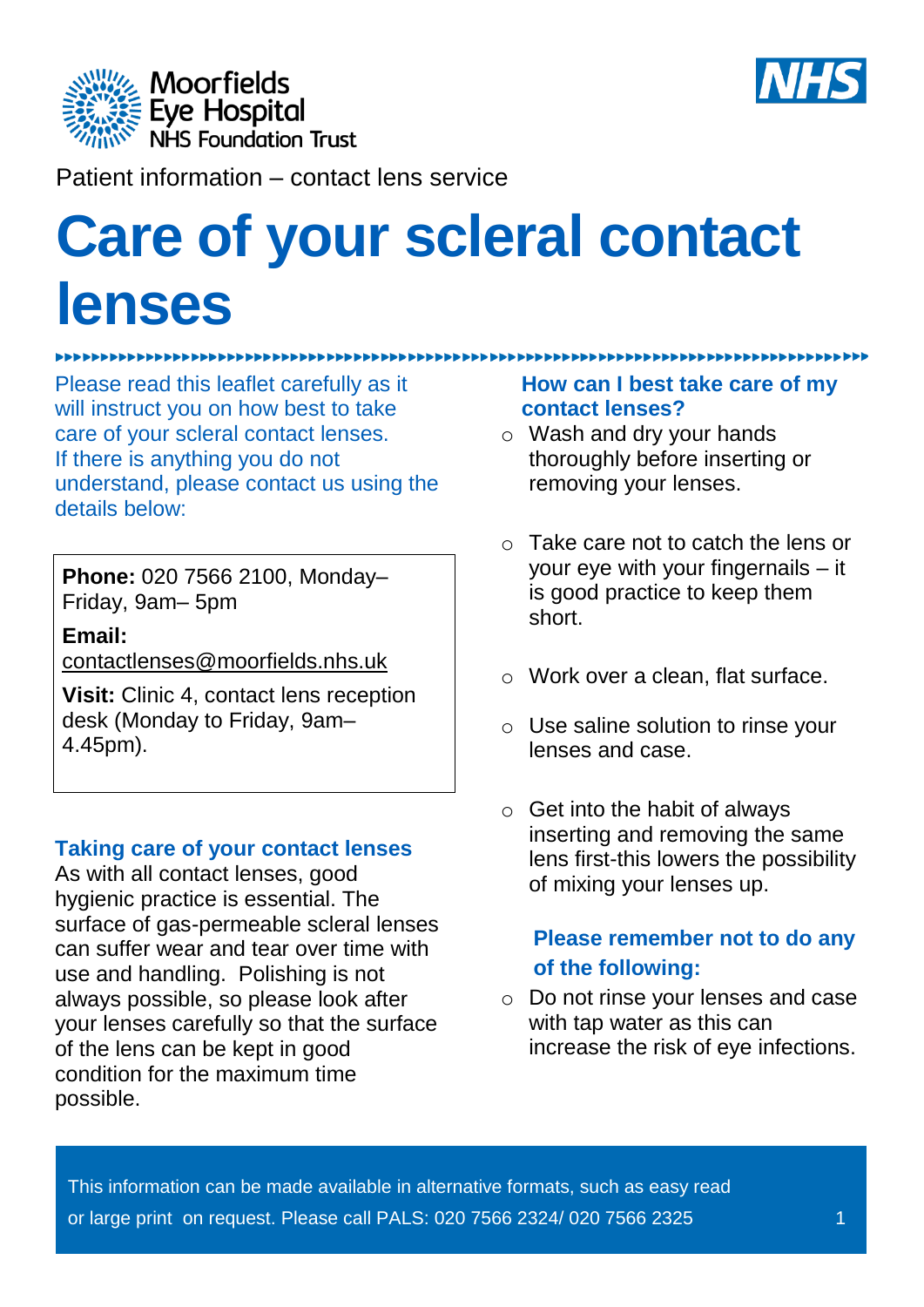Moorfields Eye Hospital NHS Foundation Trust

NHS

Patient information – contact lens service

# Care of your scleral contact lenses

Please read this leaflet carefully as it will instruct you on how best to take care of your scleral contact lenses. If there is anything you do not understand, please contact us using the details below:

**Phone:** 020 7566 2100, Monday–Friday, 9am– 5pm

**Email:** contactlenses@moorfields.nhs.uk

**Visit:** Clinic 4, contact lens reception desk (Monday to Friday, 9am–4.45pm).

## Taking care of your contact lenses

As with all contact lenses, good hygienic practice is essential. The surface of gas-permeable scleral lenses can suffer wear and tear over time with use and handling. Polishing is not always possible, so please look after your lenses carefully so that the surface of the lens can be kept in good condition for the maximum time possible.

## How can I best take care of my contact lenses?

- Wash and dry your hands thoroughly before inserting or removing your lenses.
- Take care not to catch the lens or your eye with your fingernails – it is good practice to keep them short.
- Work over a clean, flat surface.
- Use saline solution to rinse your lenses and case.
- Get into the habit of always inserting and removing the same lens first-this lowers the possibility of mixing your lenses up.

## Please remember not to do any of the following:

- Do not rinse your lenses and case with tap water as this can increase the risk of eye infections.

This information can be made available in alternative formats, such as easy read or large print on request. Please call PALS: 020 7566 2324/ 020 7566 2325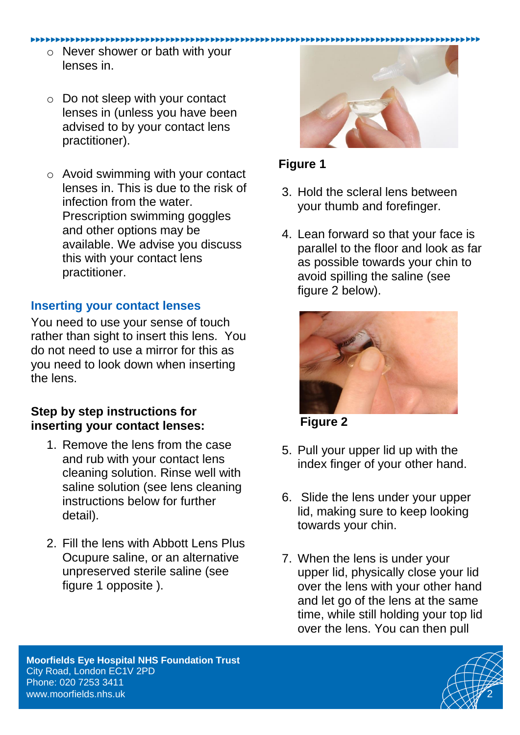- Never shower or bath with your lenses in.

- Do not sleep with your contact lenses in (unless you have been advised to by your contact lens practitioner).

- Avoid swimming with your contact lenses in. This is due to the risk of infection from the water. Prescription swimming goggles and other options may be available. We advise you discuss this with your contact lens practitioner.

## Inserting your contact lenses

You need to use your sense of touch rather than sight to insert this lens. You do not need to use a mirror for this as you need to look down when inserting the lens.

### Step by step instructions for inserting your contact lenses:

1. Remove the lens from the case and rub with your contact lens cleaning solution. Rinse well with saline solution (see lens cleaning instructions below for further detail).
2. Fill the lens with Abbott Lens Plus Ocupure saline, or an alternative unpreserved sterile saline (see figure 1 opposite ).

**Figure 1**

3. Hold the scleral lens between your thumb and forefinger.
4. Lean forward so that your face is parallel to the floor and look as far as possible towards your chin to avoid spilling the saline (see figure 2 below).

**Figure 2**

5. Pull your upper lid up with the index finger of your other hand.
6. Slide the lens under your upper lid, making sure to keep looking towards your chin.
7. When the lens is under your upper lid, physically close your lid over the lens with your other hand and let go of the lens at the same time, while still holding your top lid over the lens. You can then pull

**Moorfields Eye Hospital NHS Foundation Trust**
City Road, London EC1V 2PD
Phone: 020 7253 3411
www.moorfields.nhs.uk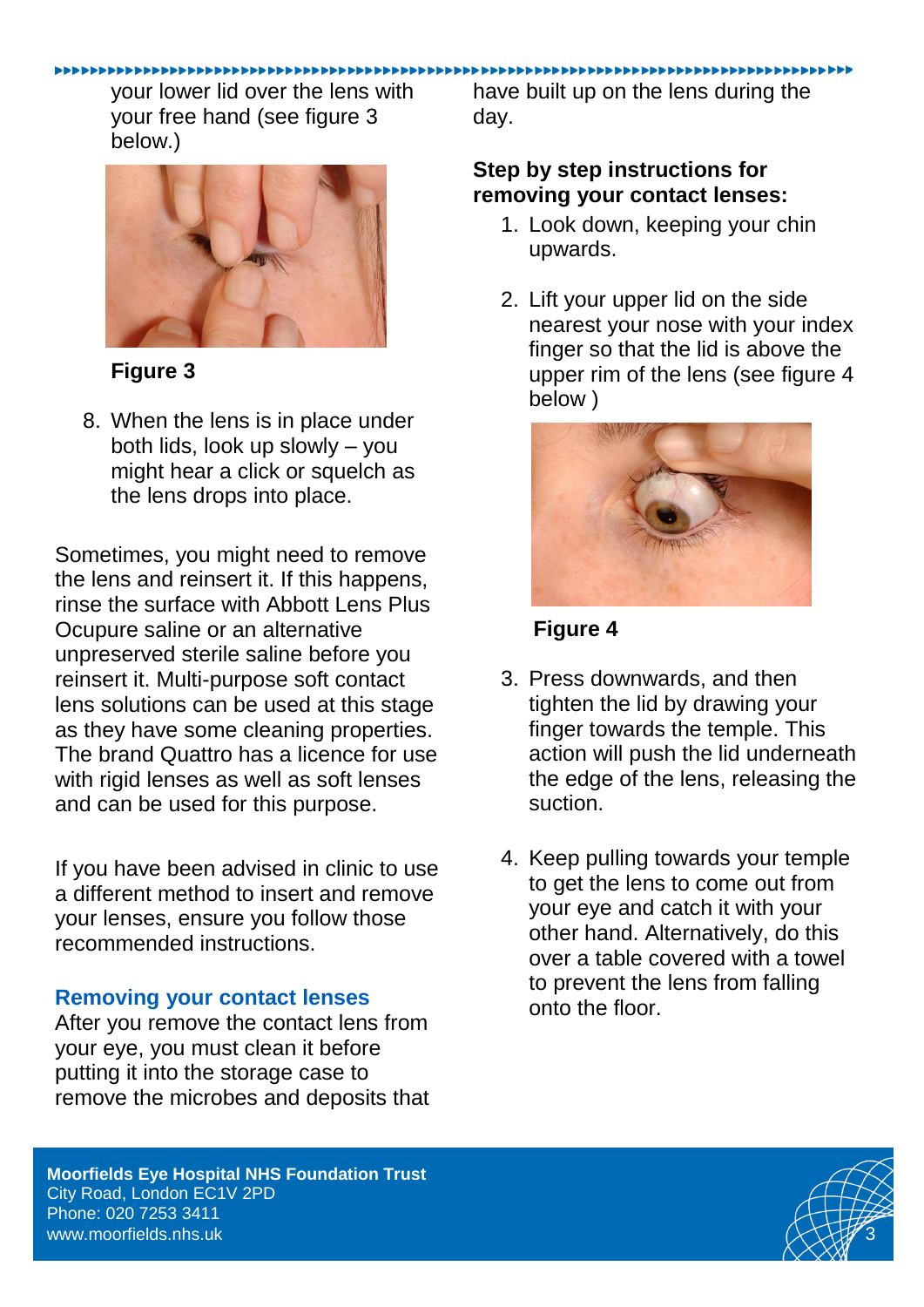your lower lid over the lens with your free hand (see figure 3 below.)

**Figure 3**

8. When the lens is in place under both lids, look up slowly – you might hear a click or squelch as the lens drops into place.

Sometimes, you might need to remove the lens and reinsert it. If this happens, rinse the surface with Abbott Lens Plus Ocupure saline or an alternative unpreserved sterile saline before you reinsert it. Multi-purpose soft contact lens solutions can be used at this stage as they have some cleaning properties. The brand Quattro has a licence for use with rigid lenses as well as soft lenses and can be used for this purpose.

If you have been advised in clinic to use a different method to insert and remove your lenses, ensure you follow those recommended instructions.

## Removing your contact lenses

After you remove the contact lens from your eye, you must clean it before putting it into the storage case to remove the microbes and deposits that have built up on the lens during the day.

**Step by step instructions for removing your contact lenses:**

1. Look down, keeping your chin upwards.

2. Lift your upper lid on the side nearest your nose with your index finger so that the lid is above the upper rim of the lens (see figure 4 below )

**Figure 4**

3. Press downwards, and then tighten the lid by drawing your finger towards the temple. This action will push the lid underneath the edge of the lens, releasing the suction.

4. Keep pulling towards your temple to get the lens to come out from your eye and catch it with your other hand. Alternatively, do this over a table covered with a towel to prevent the lens from falling onto the floor.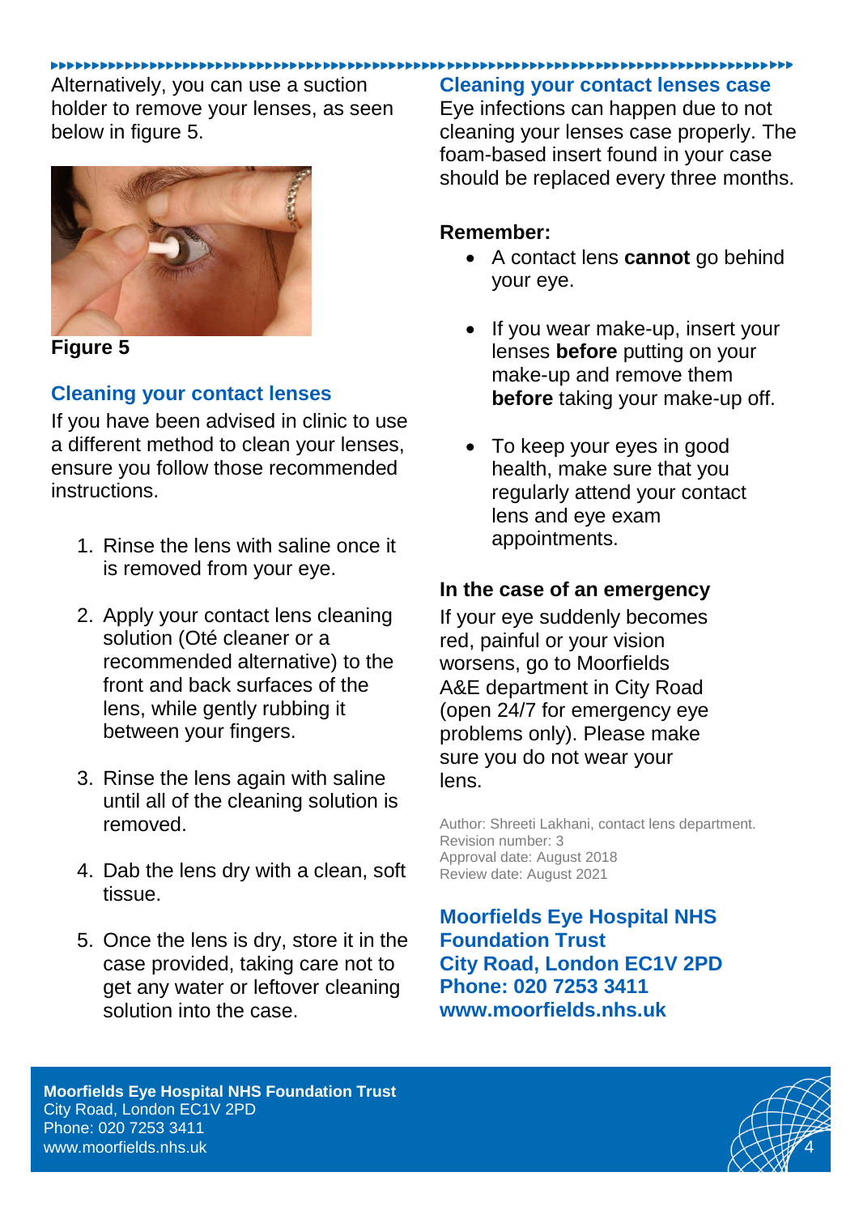Alternatively, you can use a suction holder to remove your lenses, as seen below in figure 5.

**Figure 5**

## Cleaning your contact lenses

If you have been advised in clinic to use a different method to clean your lenses, ensure you follow those recommended instructions.

1. Rinse the lens with saline once it is removed from your eye.
2. Apply your contact lens cleaning solution (Oté cleaner or a recommended alternative) to the front and back surfaces of the lens, while gently rubbing it between your fingers.
3. Rinse the lens again with saline until all of the cleaning solution is removed.
4. Dab the lens dry with a clean, soft tissue.
5. Once the lens is dry, store it in the case provided, taking care not to get any water or leftover cleaning solution into the case.

## Cleaning your contact lenses case

Eye infections can happen due to not cleaning your lenses case properly. The foam-based insert found in your case should be replaced every three months.

**Remember:**

- A contact lens **cannot** go behind your eye.
- If you wear make-up, insert your lenses **before** putting on your make-up and remove them **before** taking your make-up off.
- To keep your eyes in good health, make sure that you regularly attend your contact lens and eye exam appointments.

### In the case of an emergency

If your eye suddenly becomes red, painful or your vision worsens, go to Moorfields A&E department in City Road (open 24/7 for emergency eye problems only). Please make sure you do not wear your lens.

Author: Shreeti Lakhani, contact lens department.
Revision number: 3
Approval date: August 2018
Review date: August 2021

**Moorfields Eye Hospital NHS Foundation Trust**
**City Road, London EC1V 2PD**
**Phone: 020 7253 3411**
**www.moorfields.nhs.uk**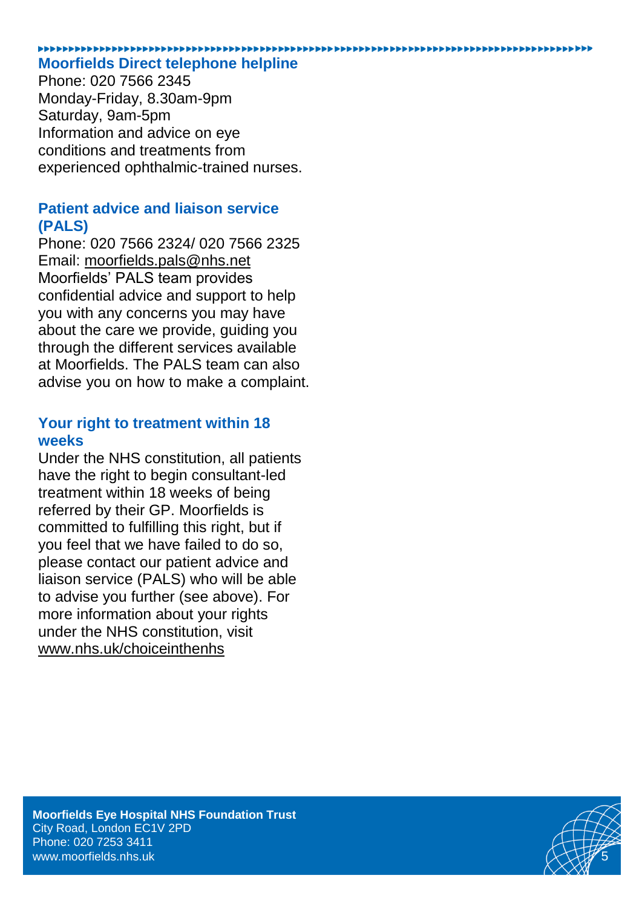## Moorfields Direct telephone helpline

Phone: 020 7566 2345
Monday-Friday, 8.30am-9pm
Saturday, 9am-5pm
Information and advice on eye conditions and treatments from experienced ophthalmic-trained nurses.

## Patient advice and liaison service (PALS)

Phone: 020 7566 2324/ 020 7566 2325
Email: moorfields.pals@nhs.net
Moorfields' PALS team provides confidential advice and support to help you with any concerns you may have about the care we provide, guiding you through the different services available at Moorfields. The PALS team can also advise you on how to make a complaint.

## Your right to treatment within 18 weeks

Under the NHS constitution, all patients have the right to begin consultant-led treatment within 18 weeks of being referred by their GP. Moorfields is committed to fulfilling this right, but if you feel that we have failed to do so, please contact our patient advice and liaison service (PALS) who will be able to advise you further (see above). For more information about your rights under the NHS constitution, visit www.nhs.uk/choiceinthenhs

**Moorfields Eye Hospital NHS Foundation Trust**
City Road, London EC1V 2PD
Phone: 020 7253 3411
www.moorfields.nhs.uk